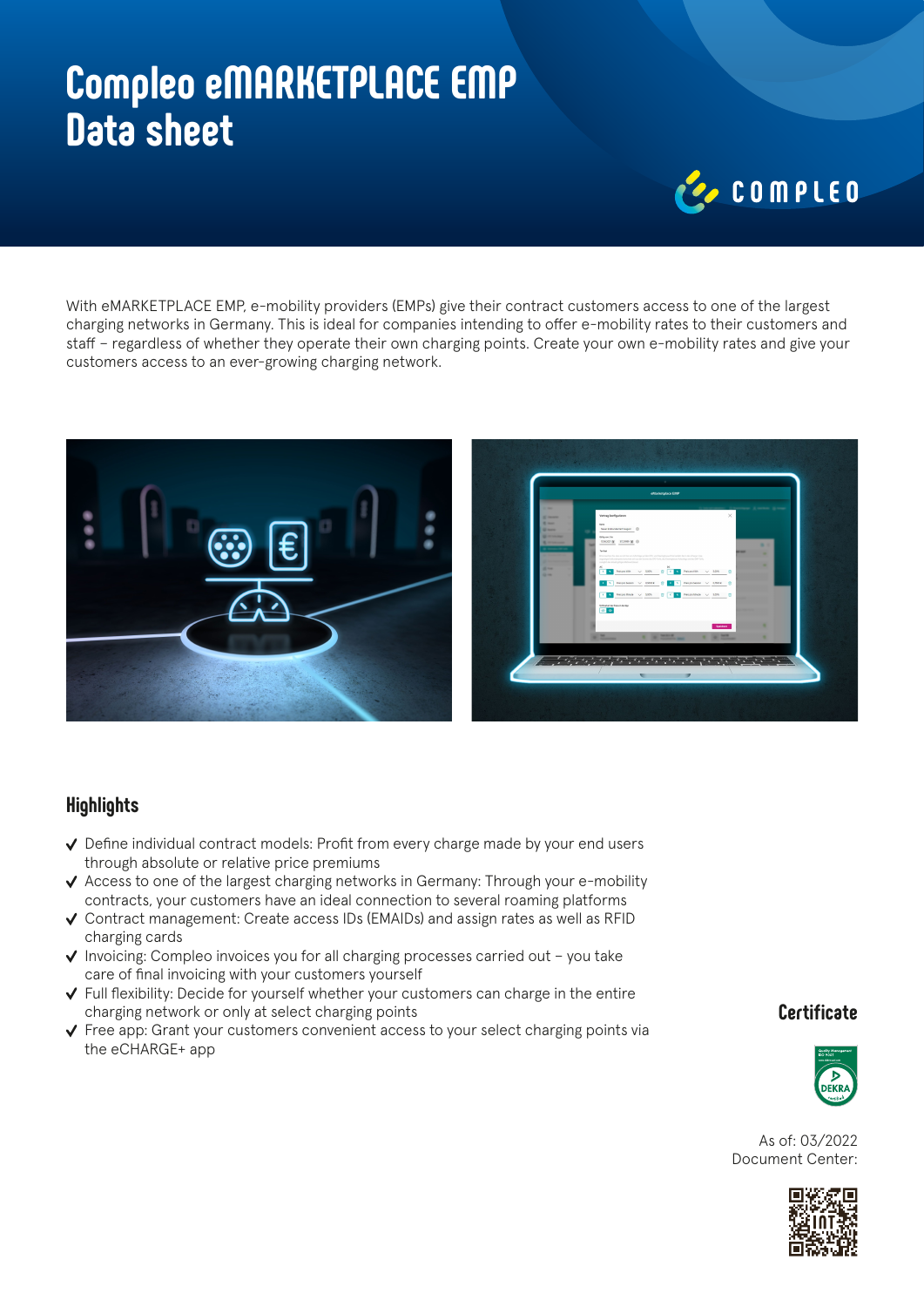# Compleo eMARKETPLACE EMP
# Data sheet

With eMARKETPLACE EMP, e-mobility providers (EMPs) give their contract customers access to one of the largest charging networks in Germany. This is ideal for companies intending to offer e-mobility rates to their customers and staff – regardless of whether they operate their own charging points. Create your own e-mobility rates and give your customers access to an ever-growing charging network.

## Highlights

- Define individual contract models: Profit from every charge made by your end users through absolute or relative price premiums
- Access to one of the largest charging networks in Germany: Through your e-mobility contracts, your customers have an ideal connection to several roaming platforms
- Contract management: Create access IDs (EMAIDs) and assign rates as well as RFID charging cards
- Invoicing: Compleo invoices you for all charging processes carried out – you take care of final invoicing with your customers yourself
- Full flexibility: Decide for yourself whether your customers can charge in the entire charging network or only at select charging points
- Free app: Grant your customers convenient access to your select charging points via the eCHARGE+ app

## Certificate

As of: 03/2022
Document Center: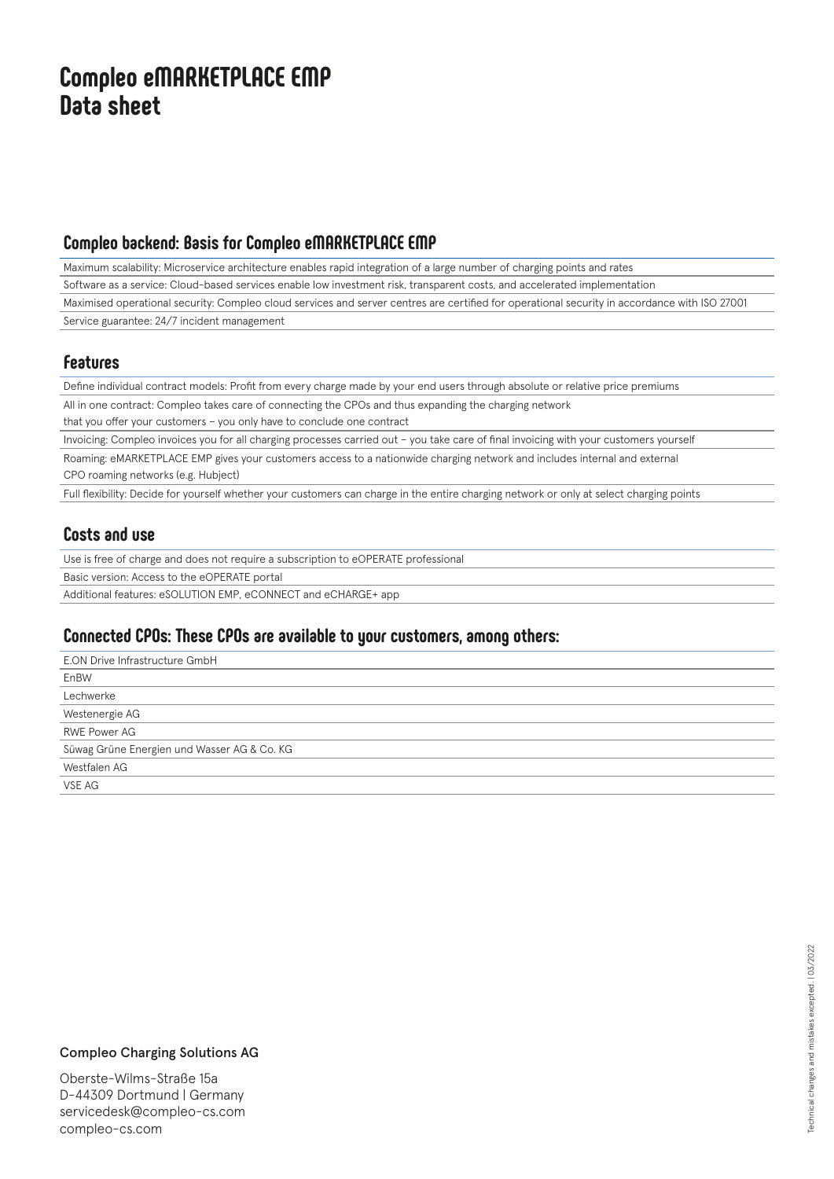# Compleo eMARKETPLACE EMP
# Data sheet

## Compleo backend: Basis for Compleo eMARKETPLACE EMP

| |
|---|
| Maximum scalability: Microservice architecture enables rapid integration of a large number of charging points and rates |
| Software as a service: Cloud-based services enable low investment risk, transparent costs, and accelerated implementation |
| Maximised operational security: Compleo cloud services and server centres are certified for operational security in accordance with ISO 27001 |
| Service guarantee: 24/7 incident management |

## Features

| |
|---|
| Define individual contract models: Profit from every charge made by your end users through absolute or relative price premiums |
| All in one contract: Compleo takes care of connecting the CPOs and thus expanding the charging network that you offer your customers – you only have to conclude one contract |
| Invoicing: Compleo invoices you for all charging processes carried out – you take care of final invoicing with your customers yourself |
| Roaming: eMARKETPLACE EMP gives your customers access to a nationwide charging network and includes internal and external CPO roaming networks (e.g. Hubject) |
| Full flexibility: Decide for yourself whether your customers can charge in the entire charging network or only at select charging points |

## Costs and use

| |
|---|
| Use is free of charge and does not require a subscription to eOPERATE professional |
| Basic version: Access to the eOPERATE portal |
| Additional features: eSOLUTION EMP, eCONNECT and eCHARGE+ app |

## Connected CPOs: These CPOs are available to your customers, among others:

| |
|---|
| E.ON Drive Infrastructure GmbH |
| EnBW |
| Lechwerke |
| Westenergie AG |
| RWE Power AG |
| Süwag Grüne Energien und Wasser AG & Co. KG |
| Westfalen AG |
| VSE AG |

**Compleo Charging Solutions AG**

Oberste-Wilms-Straße 15a
D-44309 Dortmund | Germany
servicedesk@compleo-cs.com
compleo-cs.com

Technical changes and mistakes excepted. | 03/2022